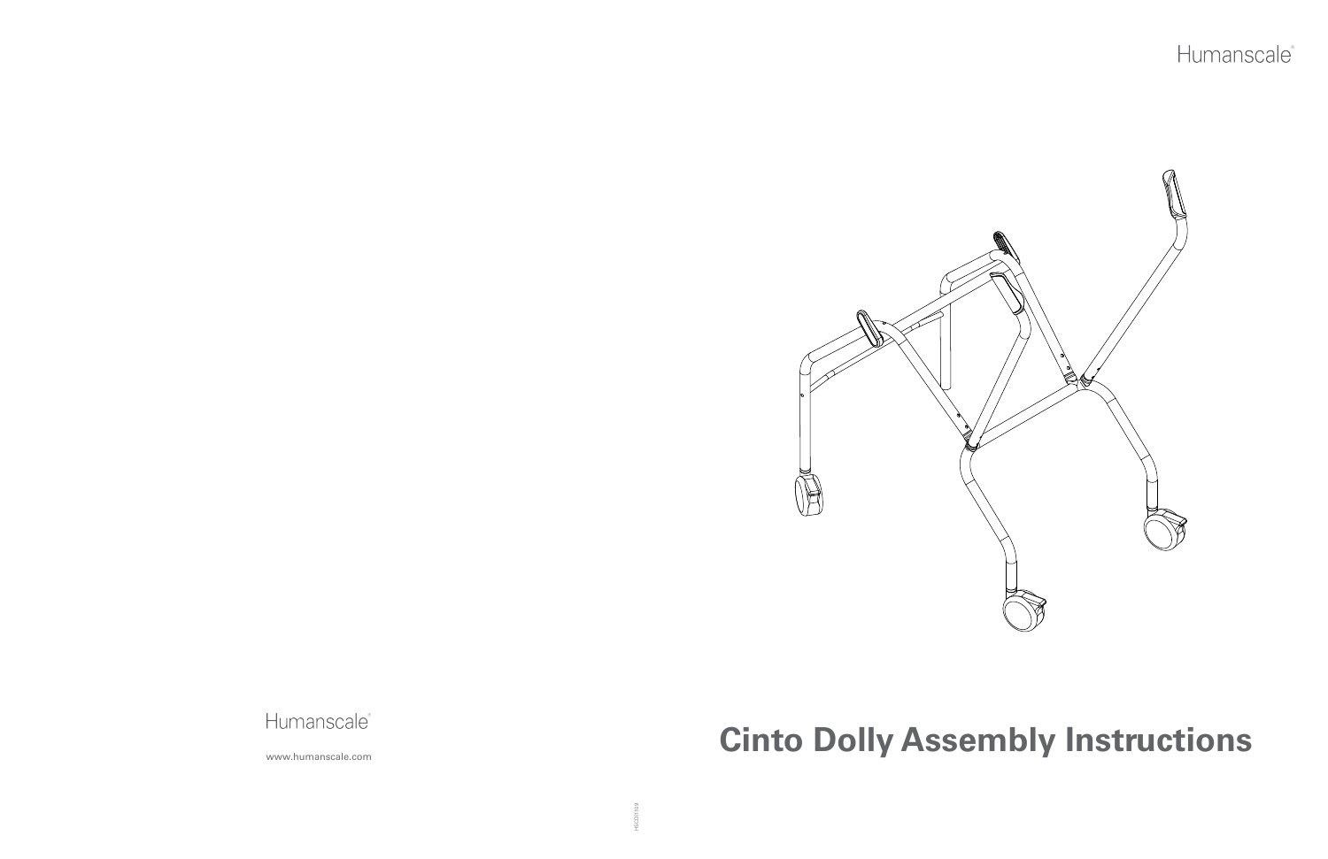Humanscale®

# Cinto Dolly Assembly Instructions

Humanscale®

www.humanscale.com

HSCD11109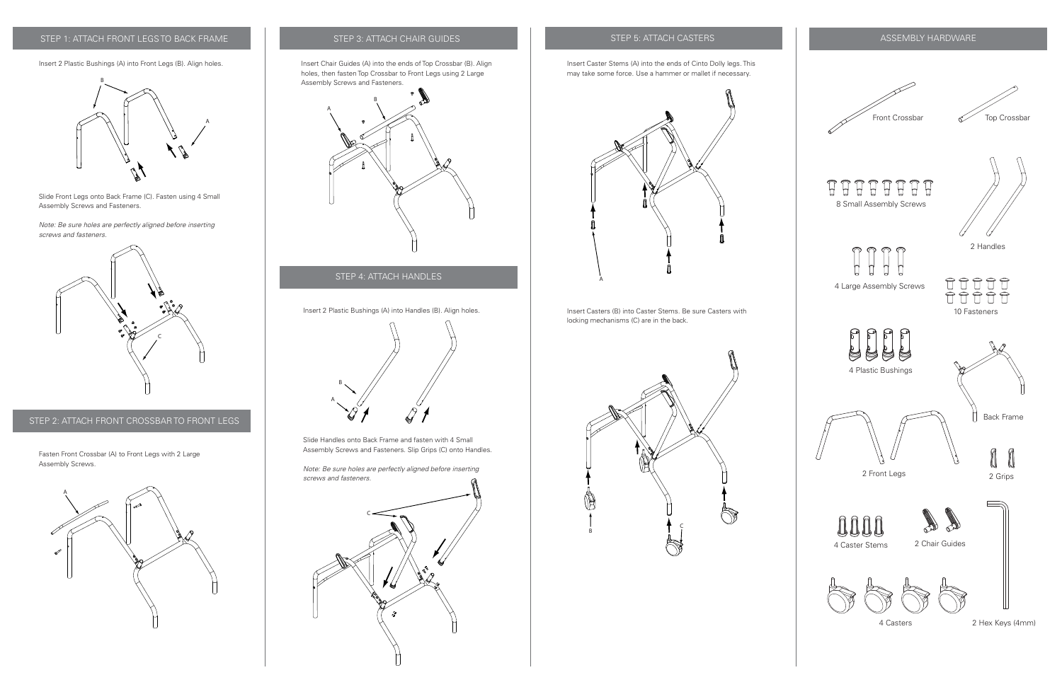## STEP 1: ATTACH FRONT LEGS TO BACK FRAME

Insert 2 Plastic Bushings (A) into Front Legs (B). Align holes.

B

A

Slide Front Legs onto Back Frame (C). Fasten using 4 Small Assembly Screws and Fasteners.

*Note: Be sure holes are perfectly aligned before inserting screws and fasteners.*

C

## STEP 2: ATTACH FRONT CROSSBAR TO FRONT LEGS

Fasten Front Crossbar (A) to Front Legs with 2 Large Assembly Screws.

A

## STEP 3: ATTACH CHAIR GUIDES

Insert Chair Guides (A) into the ends of Top Crossbar (B). Align holes, then fasten Top Crossbar to Front Legs using 2 Large Assembly Screws and Fasteners.

A

B

## STEP 4: ATTACH HANDLES

Insert 2 Plastic Bushings (A) into Handles (B). Align holes.

B

A

Slide Handles onto Back Frame and fasten with 4 Small Assembly Screws and Fasteners. Slip Grips (C) onto Handles.

*Note: Be sure holes are perfectly aligned before inserting screws and fasteners.*

C

## STEP 5: ATTACH CASTERS

Insert Caster Stems (A) into the ends of Cinto Dolly legs. This may take some force. Use a hammer or mallet if necessary.

A

Insert Casters (B) into Caster Stems. Be sure Casters with locking mechanisms (C) are in the back.

B

C

## ASSEMBLY HARDWARE

Front Crossbar

Top Crossbar

8 Small Assembly Screws

2 Handles

4 Large Assembly Screws

10 Fasteners

4 Plastic Bushings

Back Frame

2 Front Legs

2 Grips

4 Caster Stems

2 Chair Guides

4 Casters

2 Hex Keys (4mm)